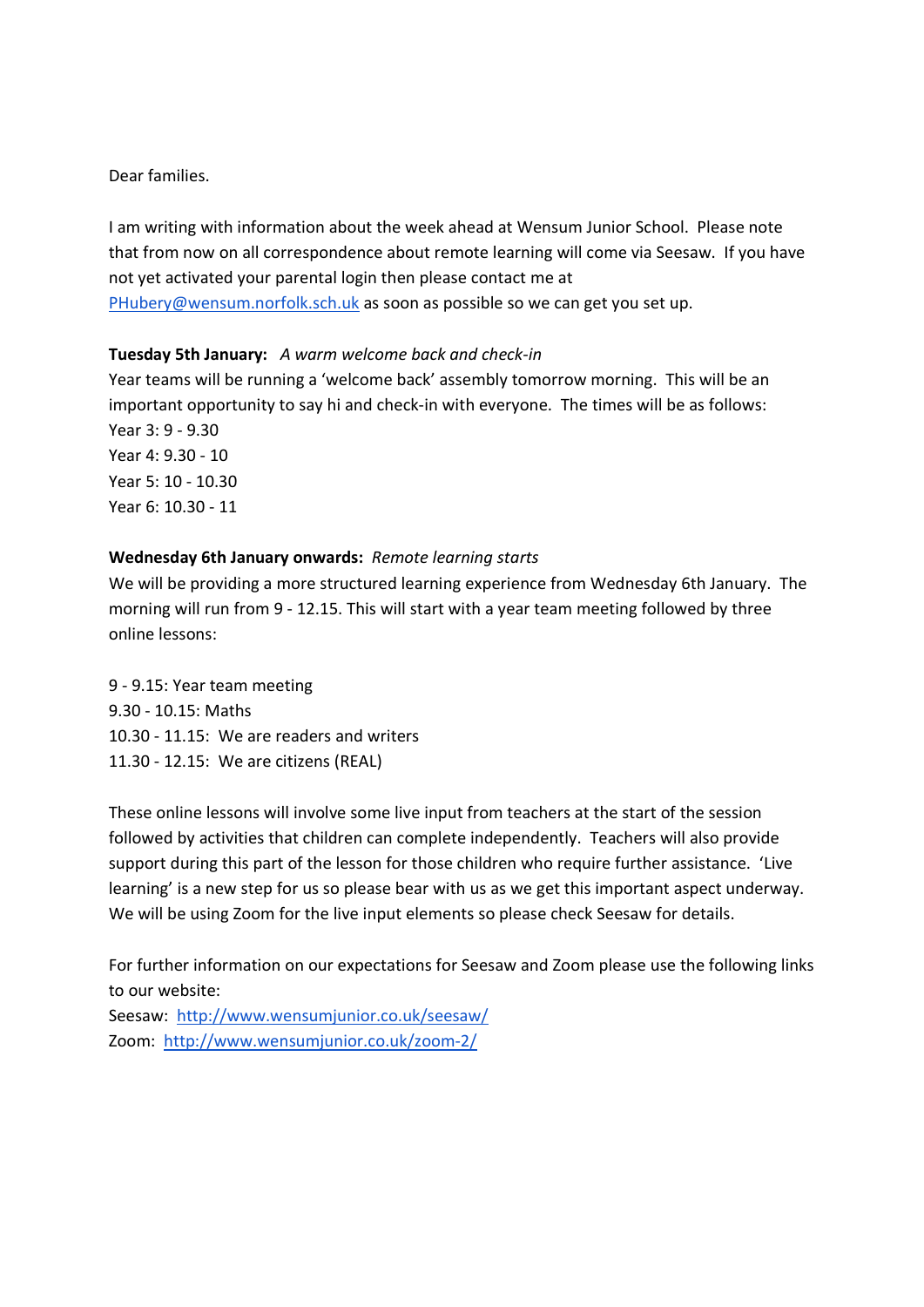Dear families.

I am writing with information about the week ahead at Wensum Junior School. Please note that from now on all correspondence about remote learning will come via Seesaw. If you have not yet activated your parental login then please contact me at [PHubery@wensum.norfolk.sch.uk](mailto:PHubery@wensum.norfolk.sch.uk) as soon as possible so we can get you set up.

**Tuesday 5th January:** *A warm welcome back and check-in*

Year teams will be running a 'welcome back' assembly tomorrow morning. This will be an important opportunity to say hi and check-in with everyone. The times will be as follows:

Year 3: 9 - 9.30
Year 4: 9.30 - 10
Year 5: 10 - 10.30
Year 6: 10.30 - 11

**Wednesday 6th January onwards:** *Remote learning starts*

We will be providing a more structured learning experience from Wednesday 6th January. The morning will run from 9 - 12.15. This will start with a year team meeting followed by three online lessons:

9 - 9.15: Year team meeting
9.30 - 10.15: Maths
10.30 - 11.15: We are readers and writers
11.30 - 12.15: We are citizens (REAL)

These online lessons will involve some live input from teachers at the start of the session followed by activities that children can complete independently. Teachers will also provide support during this part of the lesson for those children who require further assistance. 'Live learning' is a new step for us so please bear with us as we get this important aspect underway. We will be using Zoom for the live input elements so please check Seesaw for details.

For further information on our expectations for Seesaw and Zoom please use the following links to our website:

Seesaw: [http://www.wensumjunior.co.uk/seesaw/](http://www.wensumjunior.co.uk/seesaw/)
Zoom: [http://www.wensumjunior.co.uk/zoom-2/](http://www.wensumjunior.co.uk/zoom-2/)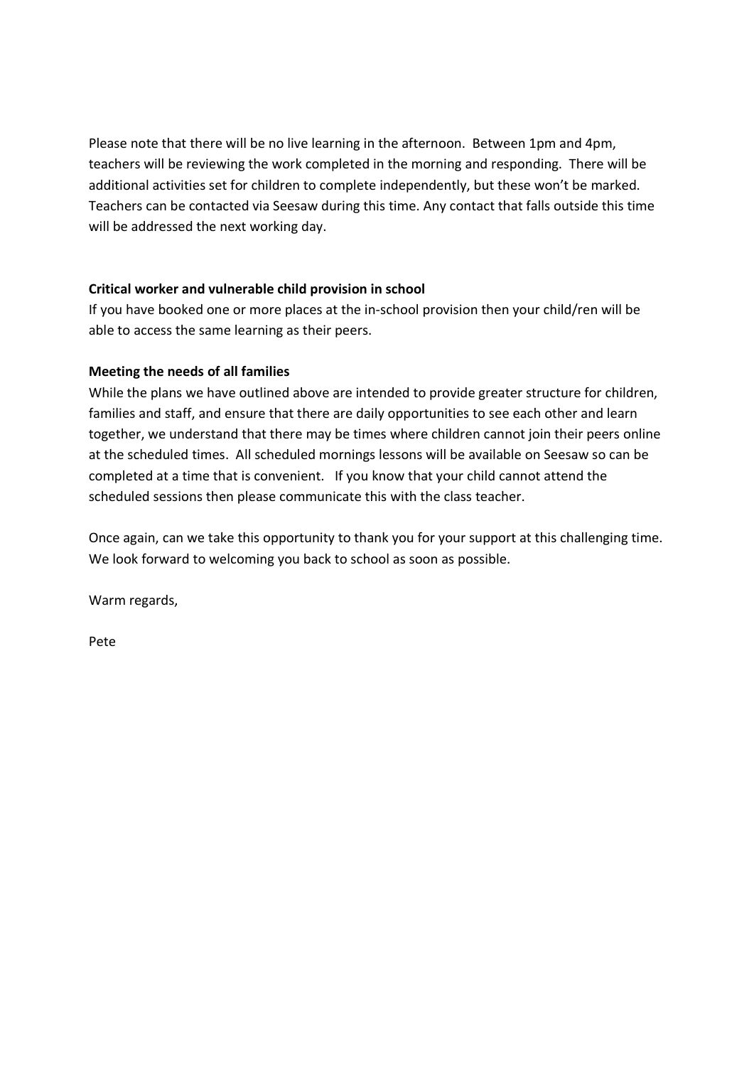Please note that there will be no live learning in the afternoon. Between 1pm and 4pm, teachers will be reviewing the work completed in the morning and responding. There will be additional activities set for children to complete independently, but these won't be marked. Teachers can be contacted via Seesaw during this time. Any contact that falls outside this time will be addressed the next working day.

**Critical worker and vulnerable child provision in school**

If you have booked one or more places at the in-school provision then your child/ren will be able to access the same learning as their peers.

**Meeting the needs of all families**

While the plans we have outlined above are intended to provide greater structure for children, families and staff, and ensure that there are daily opportunities to see each other and learn together, we understand that there may be times where children cannot join their peers online at the scheduled times. All scheduled mornings lessons will be available on Seesaw so can be completed at a time that is convenient. If you know that your child cannot attend the scheduled sessions then please communicate this with the class teacher.

Once again, can we take this opportunity to thank you for your support at this challenging time. We look forward to welcoming you back to school as soon as possible.

Warm regards,

Pete